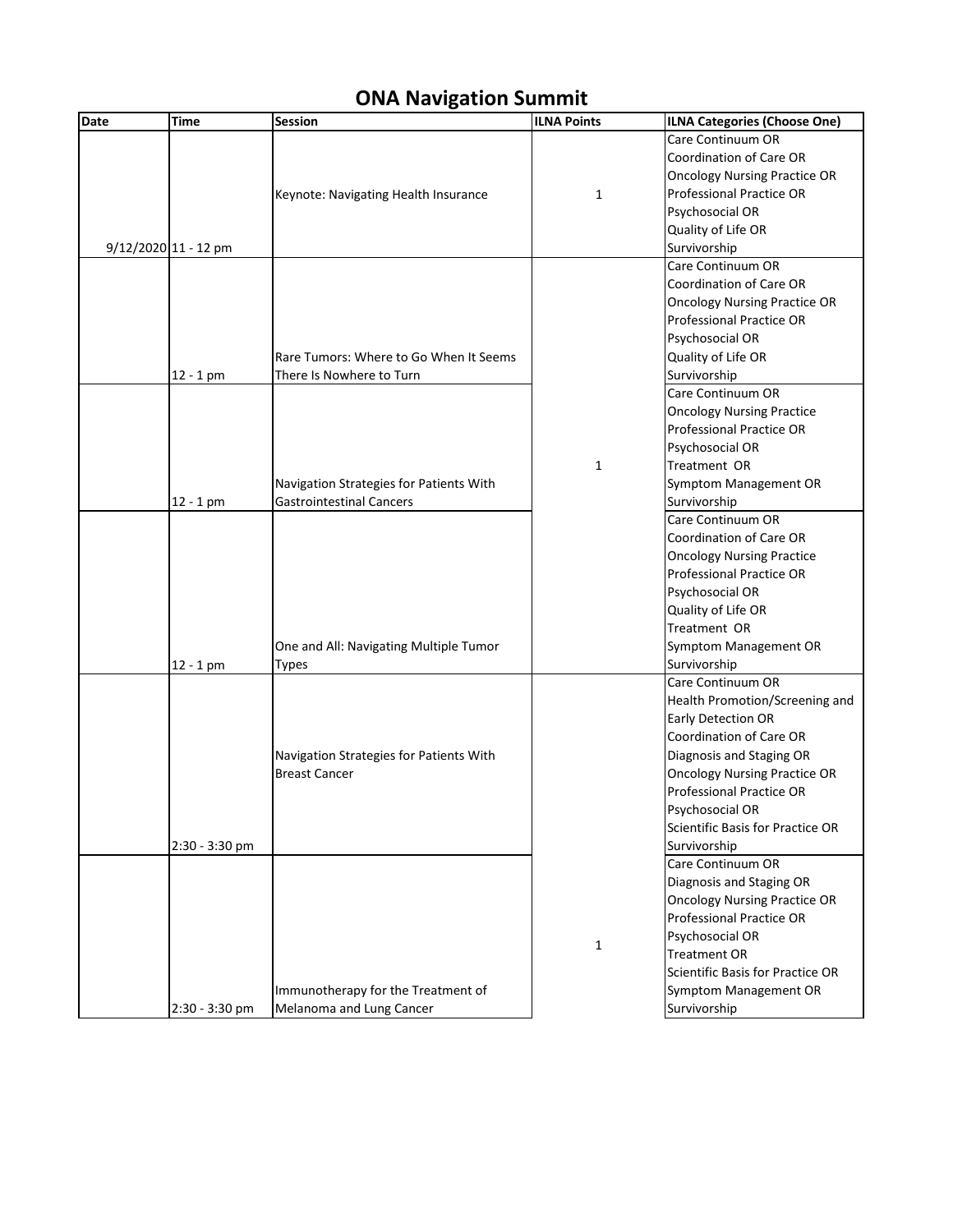# ONA Navigation Summit

| Date | Time | Session | ILNA Points | ILNA Categories (Choose One) |
|---|---|---|---|---|
| 9/12/2020 | 11 - 12 pm | Keynote: Navigating Health Insurance | 1 | Care Continuum OR<br>Coordination of Care OR<br>Oncology Nursing Practice OR<br>Professional Practice OR<br>Psychosocial OR<br>Quality of Life OR<br>Survivorship |
| | 12 - 1 pm | Rare Tumors: Where to Go When It Seems There Is Nowhere to Turn | 1 | Care Continuum OR<br>Coordination of Care OR<br>Oncology Nursing Practice OR<br>Professional Practice OR<br>Psychosocial OR<br>Quality of Life OR<br>Survivorship |
| | 12 - 1 pm | Navigation Strategies for Patients With Gastrointestinal Cancers | | Care Continuum OR<br>Oncology Nursing Practice<br>Professional Practice OR<br>Psychosocial OR<br>Treatment OR<br>Symptom Management OR<br>Survivorship |
| | 12 - 1 pm | One and All: Navigating Multiple Tumor Types | | Care Continuum OR<br>Coordination of Care OR<br>Oncology Nursing Practice<br>Professional Practice OR<br>Psychosocial OR<br>Quality of Life OR<br>Treatment OR<br>Symptom Management OR<br>Survivorship |
| | 2:30 - 3:30 pm | Navigation Strategies for Patients With Breast Cancer | 1 | Care Continuum OR<br>Health Promotion/Screening and Early Detection OR<br>Coordination of Care OR<br>Diagnosis and Staging OR<br>Oncology Nursing Practice OR<br>Professional Practice OR<br>Psychosocial OR<br>Scientific Basis for Practice OR<br>Survivorship |
| | 2:30 - 3:30 pm | Immunotherapy for the Treatment of Melanoma and Lung Cancer | | Care Continuum OR<br>Diagnosis and Staging OR<br>Oncology Nursing Practice OR<br>Professional Practice OR<br>Psychosocial OR<br>Treatment OR<br>Scientific Basis for Practice OR<br>Symptom Management OR<br>Survivorship |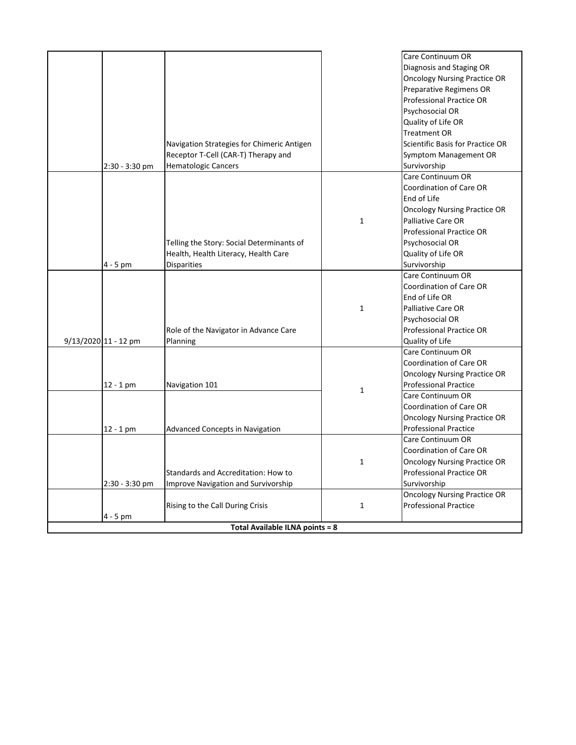| | | | | |
|---|---|---|---|---|
| | 2:30 - 3:30 pm | Navigation Strategies for Chimeric Antigen Receptor T-Cell (CAR-T) Therapy and Hematologic Cancers | | Care Continuum OR Diagnosis and Staging OR Oncology Nursing Practice OR Preparative Regimens OR Professional Practice OR Psychosocial OR Quality of Life OR Treatment OR Scientific Basis for Practice OR Symptom Management OR Survivorship |
| | 4 - 5 pm | Telling the Story: Social Determinants of Health, Health Literacy, Health Care Disparities | 1 | Care Continuum OR Coordination of Care OR End of Life Oncology Nursing Practice OR Palliative Care OR Professional Practice OR Psychosocial OR Quality of Life OR Survivorship |
| 9/13/2020 | 11 - 12 pm | Role of the Navigator in Advance Care Planning | 1 | Care Continuum OR Coordination of Care OR End of Life OR Palliative Care OR Psychosocial OR Professional Practice OR Quality of Life |
| | 12 - 1 pm | Navigation 101 | 1 | Care Continuum OR Coordination of Care OR Oncology Nursing Practice OR Professional Practice |
| | 12 - 1 pm | Advanced Concepts in Navigation | | Care Continuum OR Coordination of Care OR Oncology Nursing Practice OR Professional Practice |
| | 2:30 - 3:30 pm | Standards and Accreditation: How to Improve Navigation and Survivorship | 1 | Care Continuum OR Coordination of Care OR Oncology Nursing Practice OR Professional Practice OR Survivorship |
| | 4 - 5 pm | Rising to the Call During Crisis | 1 | Oncology Nursing Practice OR Professional Practice |
| **Total Available ILNA points = 8** | | | | |